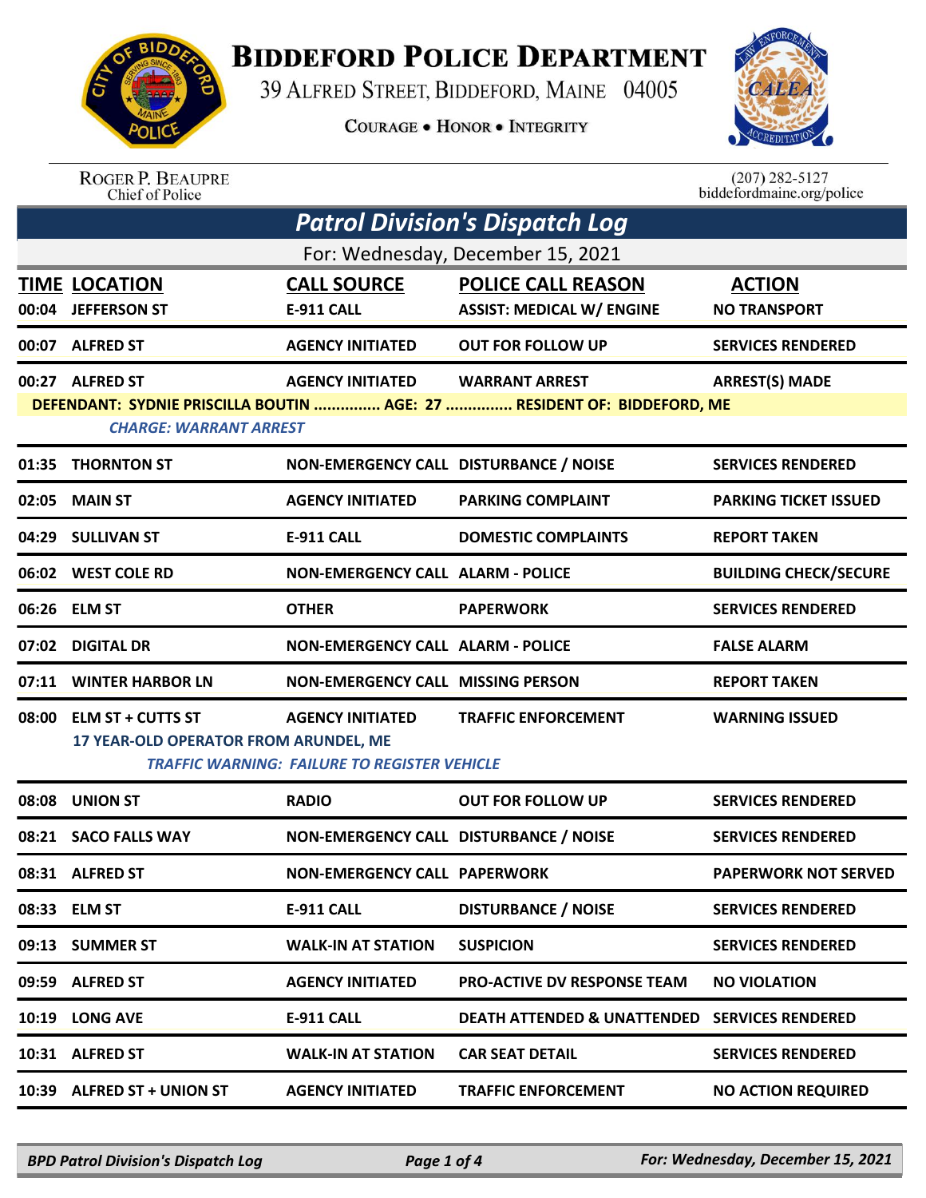# BIDDEFORD POLICE DEPARTMENT

39 ALFRED STREET, BIDDEFORD, MAINE 04005

COURAGE • HONOR • INTEGRITY

ROGER P. BEAUPRE
Chief of Police

(207) 282-5127
biddefordmaine.org/police

## *Patrol Division's Dispatch Log*

For: Wednesday, December 15, 2021

| TIME | LOCATION | CALL SOURCE | POLICE CALL REASON | ACTION |
|---|---|---|---|---|
| 00:04 | JEFFERSON ST | E-911 CALL | ASSIST: MEDICAL W/ ENGINE | NO TRANSPORT |
| 00:07 | ALFRED ST | AGENCY INITIATED | OUT FOR FOLLOW UP | SERVICES RENDERED |
| 00:27 | ALFRED ST | AGENCY INITIATED | WARRANT ARREST | ARREST(S) MADE |
| | DEFENDANT: SYDNIE PRISCILLA BOUTIN ............... AGE: 27 ............... RESIDENT OF: BIDDEFORD, ME | | | |
| | *CHARGE: WARRANT ARREST* | | | |
| 01:35 | THORNTON ST | NON-EMERGENCY CALL | DISTURBANCE / NOISE | SERVICES RENDERED |
| 02:05 | MAIN ST | AGENCY INITIATED | PARKING COMPLAINT | PARKING TICKET ISSUED |
| 04:29 | SULLIVAN ST | E-911 CALL | DOMESTIC COMPLAINTS | REPORT TAKEN |
| 06:02 | WEST COLE RD | NON-EMERGENCY CALL | ALARM - POLICE | BUILDING CHECK/SECURE |
| 06:26 | ELM ST | OTHER | PAPERWORK | SERVICES RENDERED |
| 07:02 | DIGITAL DR | NON-EMERGENCY CALL | ALARM - POLICE | FALSE ALARM |
| 07:11 | WINTER HARBOR LN | NON-EMERGENCY CALL | MISSING PERSON | REPORT TAKEN |
| 08:00 | ELM ST + CUTTS ST | AGENCY INITIATED | TRAFFIC ENFORCEMENT | WARNING ISSUED |
| | 17 YEAR-OLD OPERATOR FROM ARUNDEL, ME | | | |
| | *TRAFFIC WARNING: FAILURE TO REGISTER VEHICLE* | | | |
| 08:08 | UNION ST | RADIO | OUT FOR FOLLOW UP | SERVICES RENDERED |
| 08:21 | SACO FALLS WAY | NON-EMERGENCY CALL | DISTURBANCE / NOISE | SERVICES RENDERED |
| 08:31 | ALFRED ST | NON-EMERGENCY CALL | PAPERWORK | PAPERWORK NOT SERVED |
| 08:33 | ELM ST | E-911 CALL | DISTURBANCE / NOISE | SERVICES RENDERED |
| 09:13 | SUMMER ST | WALK-IN AT STATION | SUSPICION | SERVICES RENDERED |
| 09:59 | ALFRED ST | AGENCY INITIATED | PRO-ACTIVE DV RESPONSE TEAM | NO VIOLATION |
| 10:19 | LONG AVE | E-911 CALL | DEATH ATTENDED & UNATTENDED | SERVICES RENDERED |
| 10:31 | ALFRED ST | WALK-IN AT STATION | CAR SEAT DETAIL | SERVICES RENDERED |
| 10:39 | ALFRED ST + UNION ST | AGENCY INITIATED | TRAFFIC ENFORCEMENT | NO ACTION REQUIRED |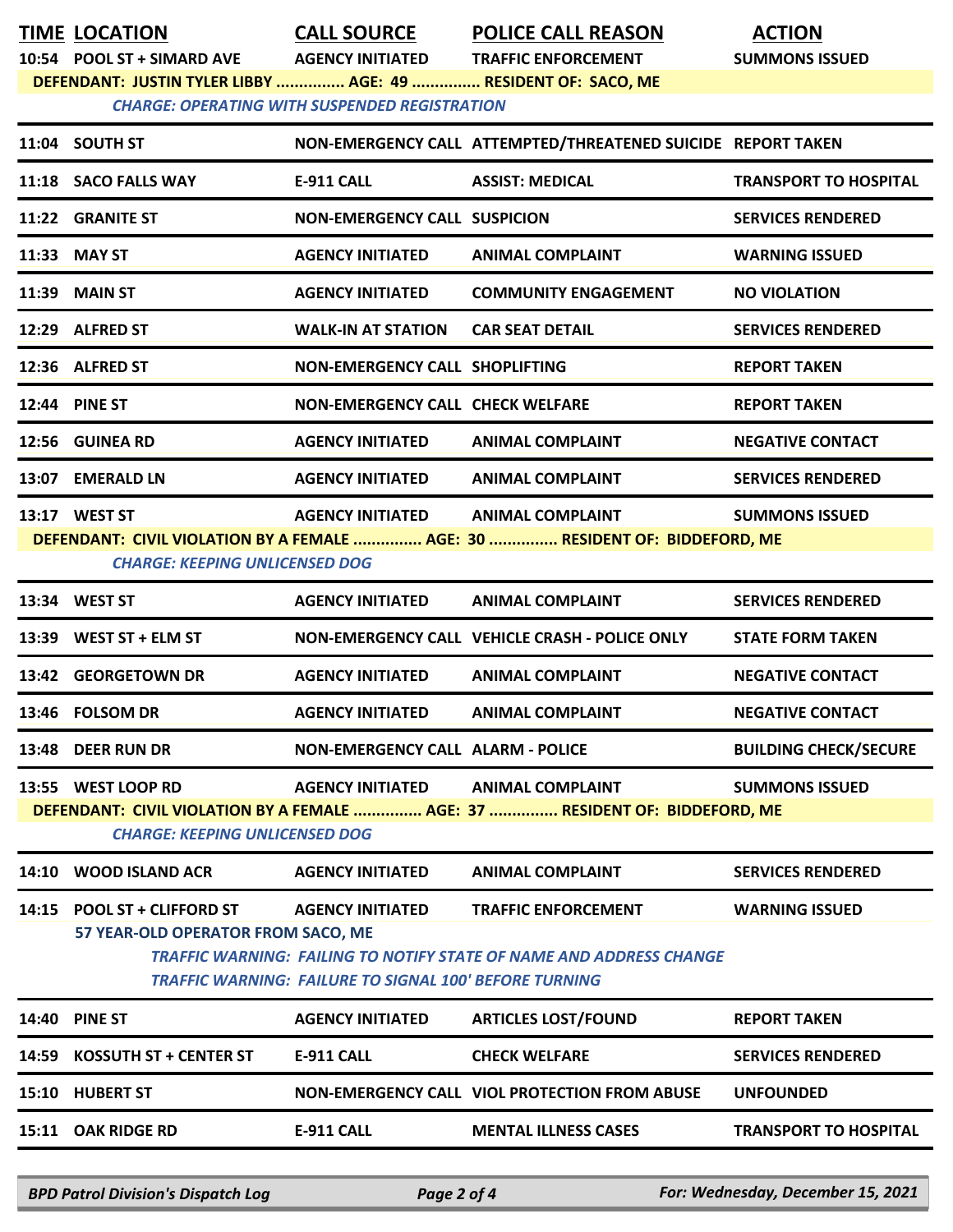| TIME | LOCATION | CALL SOURCE | POLICE CALL REASON | ACTION |
|---|---|---|---|---|
| 10:54 | POOL ST + SIMARD AVE | AGENCY INITIATED | TRAFFIC ENFORCEMENT | SUMMONS ISSUED |

**DEFENDANT: JUSTIN TYLER LIBBY ............... AGE: 49 ............... RESIDENT OF: SACO, ME**

*CHARGE: OPERATING WITH SUSPENDED REGISTRATION*

| TIME | LOCATION | CALL SOURCE | POLICE CALL REASON | ACTION |
|---|---|---|---|---|
| 11:04 | SOUTH ST | NON-EMERGENCY CALL | ATTEMPTED/THREATENED SUICIDE | REPORT TAKEN |
| 11:18 | SACO FALLS WAY | E-911 CALL | ASSIST: MEDICAL | TRANSPORT TO HOSPITAL |
| 11:22 | GRANITE ST | NON-EMERGENCY CALL | SUSPICION | SERVICES RENDERED |
| 11:33 | MAY ST | AGENCY INITIATED | ANIMAL COMPLAINT | WARNING ISSUED |
| 11:39 | MAIN ST | AGENCY INITIATED | COMMUNITY ENGAGEMENT | NO VIOLATION |
| 12:29 | ALFRED ST | WALK-IN AT STATION | CAR SEAT DETAIL | SERVICES RENDERED |
| 12:36 | ALFRED ST | NON-EMERGENCY CALL | SHOPLIFTING | REPORT TAKEN |
| 12:44 | PINE ST | NON-EMERGENCY CALL | CHECK WELFARE | REPORT TAKEN |
| 12:56 | GUINEA RD | AGENCY INITIATED | ANIMAL COMPLAINT | NEGATIVE CONTACT |
| 13:07 | EMERALD LN | AGENCY INITIATED | ANIMAL COMPLAINT | SERVICES RENDERED |
| 13:17 | WEST ST | AGENCY INITIATED | ANIMAL COMPLAINT | SUMMONS ISSUED |

**DEFENDANT: CIVIL VIOLATION BY A FEMALE ............... AGE: 30 ............... RESIDENT OF: BIDDEFORD, ME**

*CHARGE: KEEPING UNLICENSED DOG*

| TIME | LOCATION | CALL SOURCE | POLICE CALL REASON | ACTION |
|---|---|---|---|---|
| 13:34 | WEST ST | AGENCY INITIATED | ANIMAL COMPLAINT | SERVICES RENDERED |
| 13:39 | WEST ST + ELM ST | NON-EMERGENCY CALL | VEHICLE CRASH - POLICE ONLY | STATE FORM TAKEN |
| 13:42 | GEORGETOWN DR | AGENCY INITIATED | ANIMAL COMPLAINT | NEGATIVE CONTACT |
| 13:46 | FOLSOM DR | AGENCY INITIATED | ANIMAL COMPLAINT | NEGATIVE CONTACT |
| 13:48 | DEER RUN DR | NON-EMERGENCY CALL | ALARM - POLICE | BUILDING CHECK/SECURE |
| 13:55 | WEST LOOP RD | AGENCY INITIATED | ANIMAL COMPLAINT | SUMMONS ISSUED |

**DEFENDANT: CIVIL VIOLATION BY A FEMALE ............... AGE: 37 ............... RESIDENT OF: BIDDEFORD, ME**

*CHARGE: KEEPING UNLICENSED DOG*

| TIME | LOCATION | CALL SOURCE | POLICE CALL REASON | ACTION |
|---|---|---|---|---|
| 14:10 | WOOD ISLAND ACR | AGENCY INITIATED | ANIMAL COMPLAINT | SERVICES RENDERED |
| 14:15 | POOL ST + CLIFFORD ST | AGENCY INITIATED | TRAFFIC ENFORCEMENT | WARNING ISSUED |

**57 YEAR-OLD OPERATOR FROM SACO, ME**

*TRAFFIC WARNING: FAILING TO NOTIFY STATE OF NAME AND ADDRESS CHANGE*

*TRAFFIC WARNING: FAILURE TO SIGNAL 100' BEFORE TURNING*

| TIME | LOCATION | CALL SOURCE | POLICE CALL REASON | ACTION |
|---|---|---|---|---|
| 14:40 | PINE ST | AGENCY INITIATED | ARTICLES LOST/FOUND | REPORT TAKEN |
| 14:59 | KOSSUTH ST + CENTER ST | E-911 CALL | CHECK WELFARE | SERVICES RENDERED |
| 15:10 | HUBERT ST | NON-EMERGENCY CALL | VIOL PROTECTION FROM ABUSE | UNFOUNDED |
| 15:11 | OAK RIDGE RD | E-911 CALL | MENTAL ILLNESS CASES | TRANSPORT TO HOSPITAL |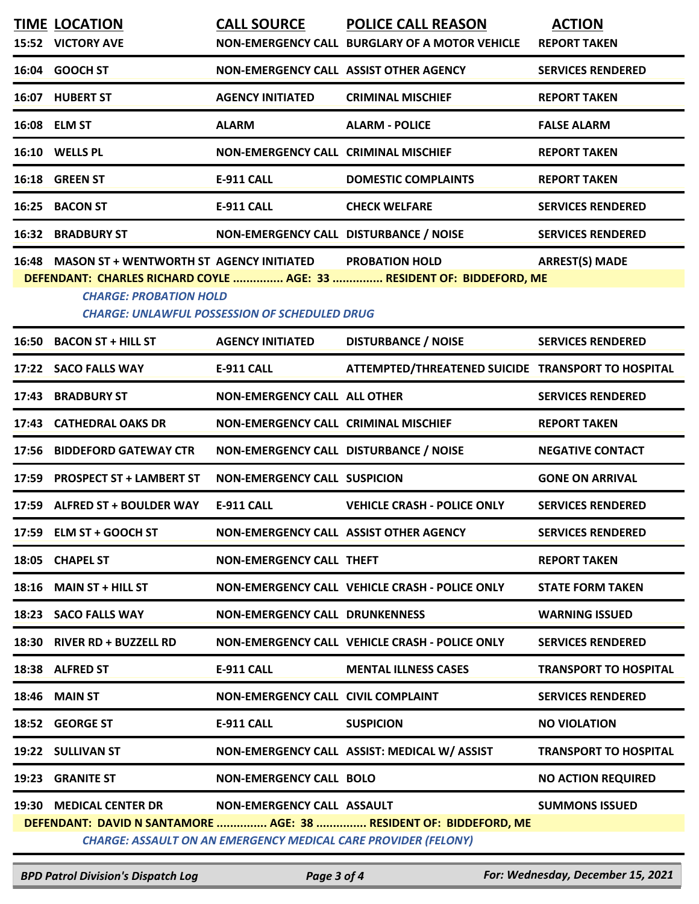| TIME | LOCATION | CALL SOURCE | POLICE CALL REASON | ACTION |
|---|---|---|---|---|
| 15:52 | VICTORY AVE | NON-EMERGENCY CALL | BURGLARY OF A MOTOR VEHICLE | REPORT TAKEN |
| 16:04 | GOOCH ST | NON-EMERGENCY CALL | ASSIST OTHER AGENCY | SERVICES RENDERED |
| 16:07 | HUBERT ST | AGENCY INITIATED | CRIMINAL MISCHIEF | REPORT TAKEN |
| 16:08 | ELM ST | ALARM | ALARM - POLICE | FALSE ALARM |
| 16:10 | WELLS PL | NON-EMERGENCY CALL | CRIMINAL MISCHIEF | REPORT TAKEN |
| 16:18 | GREEN ST | E-911 CALL | DOMESTIC COMPLAINTS | REPORT TAKEN |
| 16:25 | BACON ST | E-911 CALL | CHECK WELFARE | SERVICES RENDERED |
| 16:32 | BRADBURY ST | NON-EMERGENCY CALL | DISTURBANCE / NOISE | SERVICES RENDERED |
| 16:48 | MASON ST + WENTWORTH ST | AGENCY INITIATED | PROBATION HOLD | ARREST(S) MADE |

**DEFENDANT: CHARLES RICHARD COYLE ............... AGE: 33 ............... RESIDENT OF: BIDDEFORD, ME**

*CHARGE: PROBATION HOLD*

*CHARGE: UNLAWFUL POSSESSION OF SCHEDULED DRUG*

| TIME | LOCATION | CALL SOURCE | POLICE CALL REASON | ACTION |
|---|---|---|---|---|
| 16:50 | BACON ST + HILL ST | AGENCY INITIATED | DISTURBANCE / NOISE | SERVICES RENDERED |
| 17:22 | SACO FALLS WAY | E-911 CALL | ATTEMPTED/THREATENED SUICIDE | TRANSPORT TO HOSPITAL |
| 17:43 | BRADBURY ST | NON-EMERGENCY CALL | ALL OTHER | SERVICES RENDERED |
| 17:43 | CATHEDRAL OAKS DR | NON-EMERGENCY CALL | CRIMINAL MISCHIEF | REPORT TAKEN |
| 17:56 | BIDDEFORD GATEWAY CTR | NON-EMERGENCY CALL | DISTURBANCE / NOISE | NEGATIVE CONTACT |
| 17:59 | PROSPECT ST + LAMBERT ST | NON-EMERGENCY CALL | SUSPICION | GONE ON ARRIVAL |
| 17:59 | ALFRED ST + BOULDER WAY | E-911 CALL | VEHICLE CRASH - POLICE ONLY | SERVICES RENDERED |
| 17:59 | ELM ST + GOOCH ST | NON-EMERGENCY CALL | ASSIST OTHER AGENCY | SERVICES RENDERED |
| 18:05 | CHAPEL ST | NON-EMERGENCY CALL | THEFT | REPORT TAKEN |
| 18:16 | MAIN ST + HILL ST | NON-EMERGENCY CALL | VEHICLE CRASH - POLICE ONLY | STATE FORM TAKEN |
| 18:23 | SACO FALLS WAY | NON-EMERGENCY CALL | DRUNKENNESS | WARNING ISSUED |
| 18:30 | RIVER RD + BUZZELL RD | NON-EMERGENCY CALL | VEHICLE CRASH - POLICE ONLY | SERVICES RENDERED |
| 18:38 | ALFRED ST | E-911 CALL | MENTAL ILLNESS CASES | TRANSPORT TO HOSPITAL |
| 18:46 | MAIN ST | NON-EMERGENCY CALL | CIVIL COMPLAINT | SERVICES RENDERED |
| 18:52 | GEORGE ST | E-911 CALL | SUSPICION | NO VIOLATION |
| 19:22 | SULLIVAN ST | NON-EMERGENCY CALL | ASSIST: MEDICAL W/ ASSIST | TRANSPORT TO HOSPITAL |
| 19:23 | GRANITE ST | NON-EMERGENCY CALL | BOLO | NO ACTION REQUIRED |
| 19:30 | MEDICAL CENTER DR | NON-EMERGENCY CALL | ASSAULT | SUMMONS ISSUED |

**DEFENDANT: DAVID N SANTAMORE ............... AGE: 38 ............... RESIDENT OF: BIDDEFORD, ME**

*CHARGE: ASSAULT ON AN EMERGENCY MEDICAL CARE PROVIDER (FELONY)*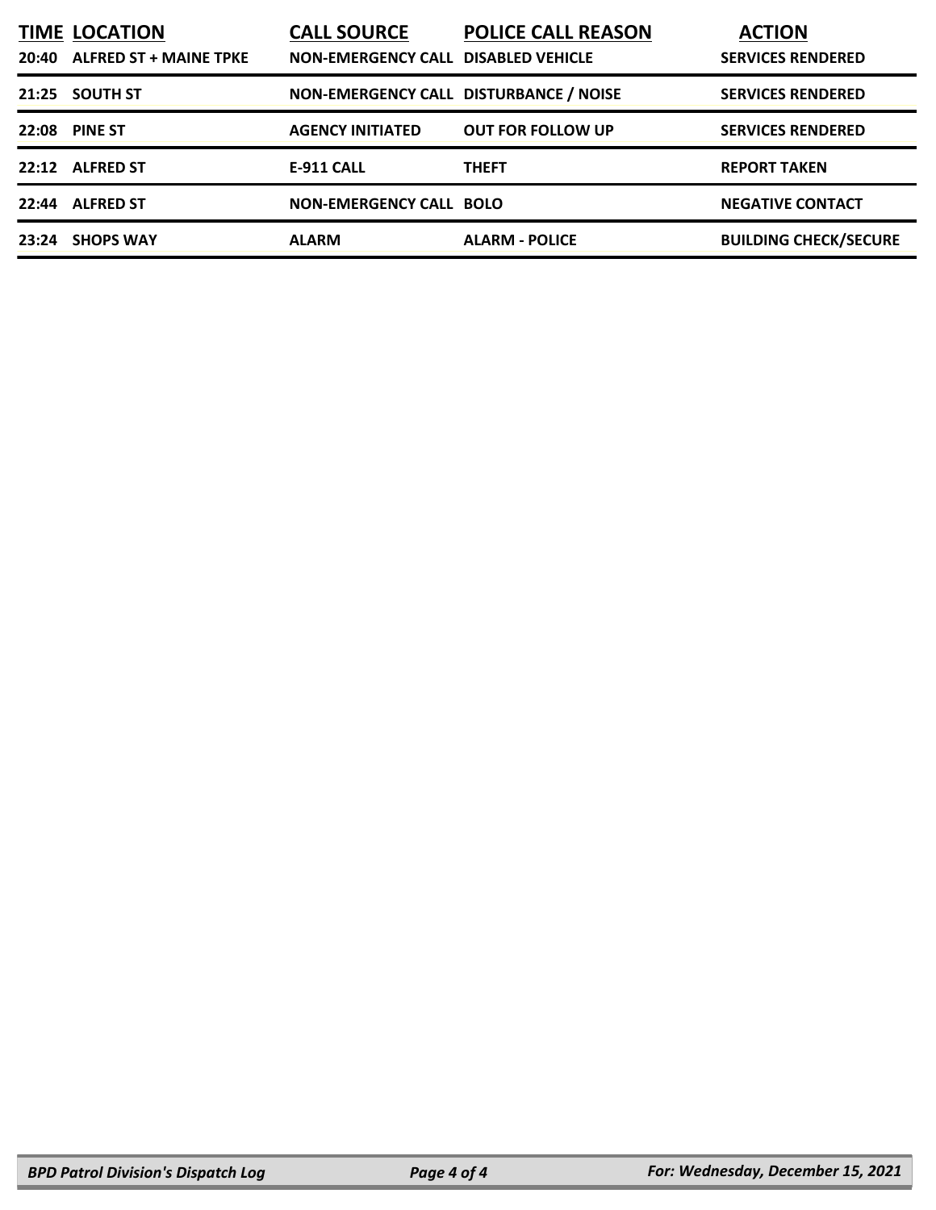| TIME | LOCATION | CALL SOURCE | POLICE CALL REASON | ACTION |
|---|---|---|---|---|
| 20:40 | ALFRED ST + MAINE TPKE | NON-EMERGENCY CALL | DISABLED VEHICLE | SERVICES RENDERED |
| 21:25 | SOUTH ST | NON-EMERGENCY CALL | DISTURBANCE / NOISE | SERVICES RENDERED |
| 22:08 | PINE ST | AGENCY INITIATED | OUT FOR FOLLOW UP | SERVICES RENDERED |
| 22:12 | ALFRED ST | E-911 CALL | THEFT | REPORT TAKEN |
| 22:44 | ALFRED ST | NON-EMERGENCY CALL | BOLO | NEGATIVE CONTACT |
| 23:24 | SHOPS WAY | ALARM | ALARM - POLICE | BUILDING CHECK/SECURE |